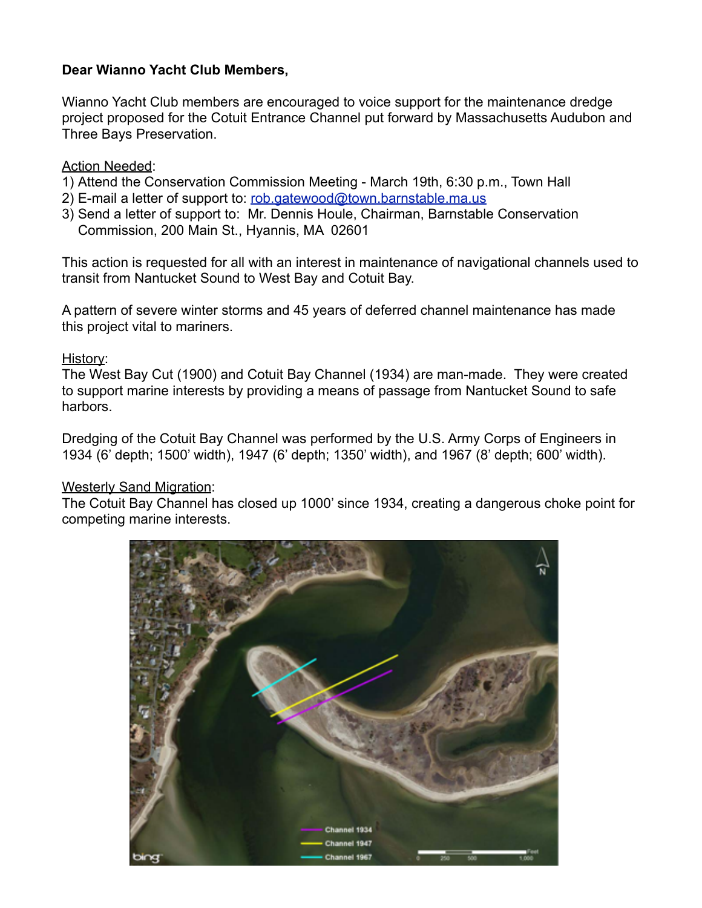**Dear Wianno Yacht Club Members,**

Wianno Yacht Club members are encouraged to voice support for the maintenance dredge project proposed for the Cotuit Entrance Channel put forward by Massachusetts Audubon and Three Bays Preservation.

Action Needed:

1) Attend the Conservation Commission Meeting - March 19th, 6:30 p.m., Town Hall
2) E-mail a letter of support to: rob.gatewood@town.barnstable.ma.us
3) Send a letter of support to: Mr. Dennis Houle, Chairman, Barnstable Conservation Commission, 200 Main St., Hyannis, MA 02601

This action is requested for all with an interest in maintenance of navigational channels used to transit from Nantucket Sound to West Bay and Cotuit Bay.

A pattern of severe winter storms and 45 years of deferred channel maintenance has made this project vital to mariners.

History:

The West Bay Cut (1900) and Cotuit Bay Channel (1934) are man-made. They were created to support marine interests by providing a means of passage from Nantucket Sound to safe harbors.

Dredging of the Cotuit Bay Channel was performed by the U.S. Army Corps of Engineers in 1934 (6' depth; 1500' width), 1947 (6' depth; 1350' width), and 1967 (8' depth; 600' width).

Westerly Sand Migration:

The Cotuit Bay Channel has closed up 1000' since 1934, creating a dangerous choke point for competing marine interests.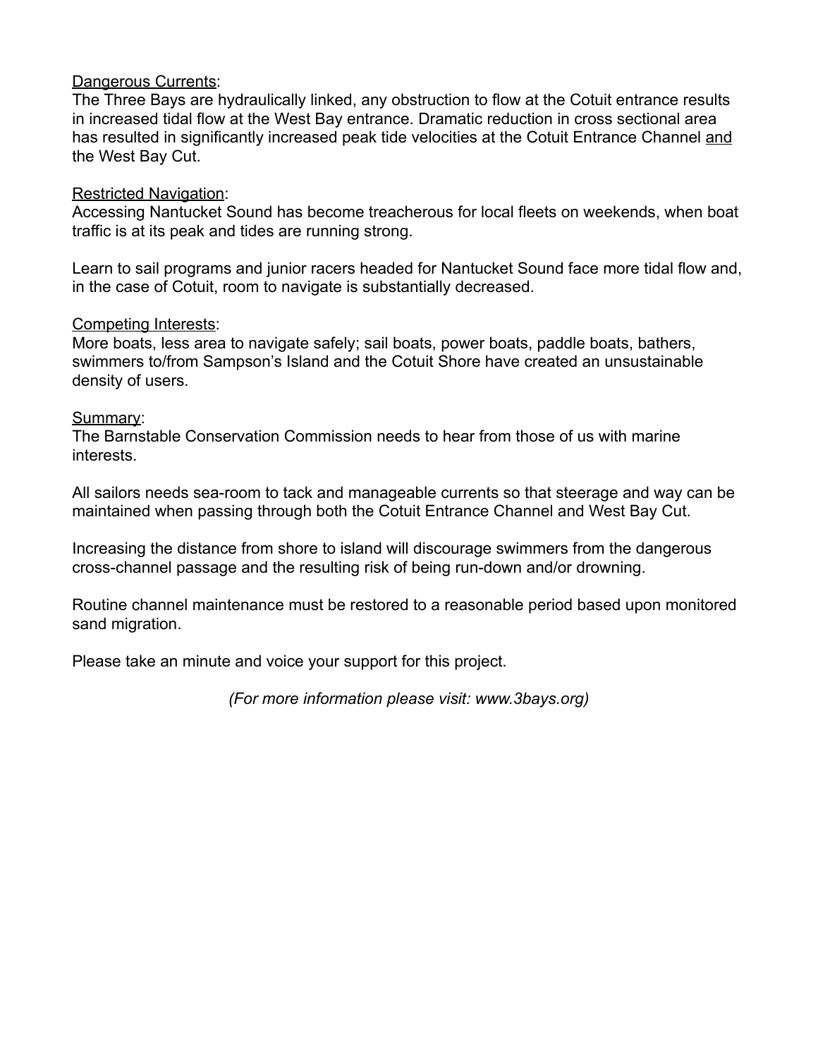<u>Dangerous Currents</u>:
The Three Bays are hydraulically linked, any obstruction to flow at the Cotuit entrance results in increased tidal flow at the West Bay entrance. Dramatic reduction in cross sectional area has resulted in significantly increased peak tide velocities at the Cotuit Entrance Channel <u>and</u> the West Bay Cut.

<u>Restricted Navigation</u>:
Accessing Nantucket Sound has become treacherous for local fleets on weekends, when boat traffic is at its peak and tides are running strong.

Learn to sail programs and junior racers headed for Nantucket Sound face more tidal flow and, in the case of Cotuit, room to navigate is substantially decreased.

<u>Competing Interests</u>:
More boats, less area to navigate safely; sail boats, power boats, paddle boats, bathers, swimmers to/from Sampson's Island and the Cotuit Shore have created an unsustainable density of users.

<u>Summary</u>:
The Barnstable Conservation Commission needs to hear from those of us with marine interests.

All sailors needs sea-room to tack and manageable currents so that steerage and way can be maintained when passing through both the Cotuit Entrance Channel and West Bay Cut.

Increasing the distance from shore to island will discourage swimmers from the dangerous cross-channel passage and the resulting risk of being run-down and/or drowning.

Routine channel maintenance must be restored to a reasonable period based upon monitored sand migration.

Please take an minute and voice your support for this project.

*(For more information please visit: www.3bays.org)*